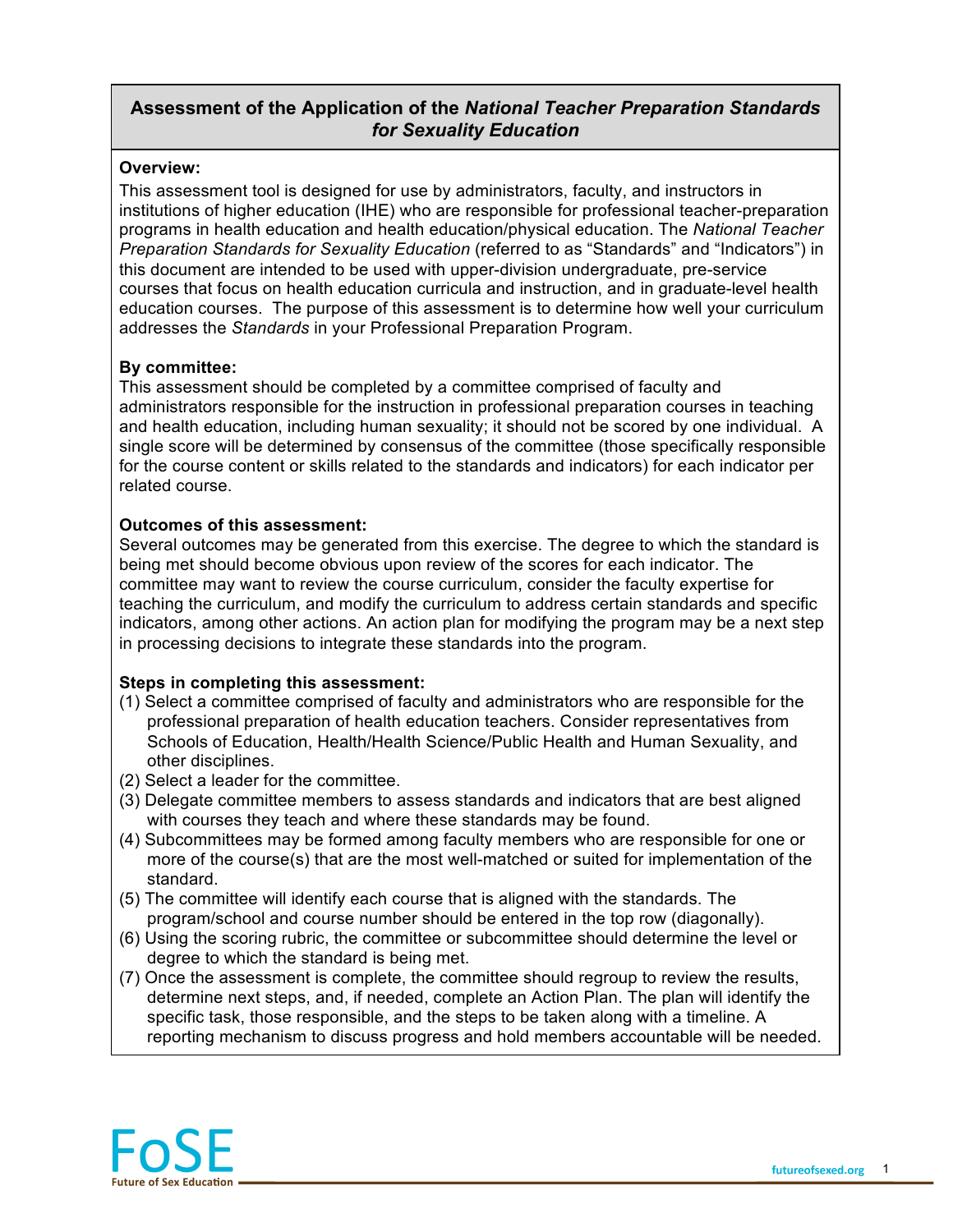# Assessment of the Application of the *National Teacher Preparation Standards for Sexuality Education*

**Overview:**

This assessment tool is designed for use by administrators, faculty, and instructors in institutions of higher education (IHE) who are responsible for professional teacher-preparation programs in health education and health education/physical education. The *National Teacher Preparation Standards for Sexuality Education* (referred to as "Standards" and "Indicators") in this document are intended to be used with upper-division undergraduate, pre-service courses that focus on health education curricula and instruction, and in graduate-level health education courses. The purpose of this assessment is to determine how well your curriculum addresses the *Standards* in your Professional Preparation Program.

**By committee:**

This assessment should be completed by a committee comprised of faculty and administrators responsible for the instruction in professional preparation courses in teaching and health education, including human sexuality; it should not be scored by one individual. A single score will be determined by consensus of the committee (those specifically responsible for the course content or skills related to the standards and indicators) for each indicator per related course.

**Outcomes of this assessment:**

Several outcomes may be generated from this exercise. The degree to which the standard is being met should become obvious upon review of the scores for each indicator. The committee may want to review the course curriculum, consider the faculty expertise for teaching the curriculum, and modify the curriculum to address certain standards and specific indicators, among other actions. An action plan for modifying the program may be a next step in processing decisions to integrate these standards into the program.

**Steps in completing this assessment:**

(1) Select a committee comprised of faculty and administrators who are responsible for the professional preparation of health education teachers. Consider representatives from Schools of Education, Health/Health Science/Public Health and Human Sexuality, and other disciplines.
(2) Select a leader for the committee.
(3) Delegate committee members to assess standards and indicators that are best aligned with courses they teach and where these standards may be found.
(4) Subcommittees may be formed among faculty members who are responsible for one or more of the course(s) that are the most well-matched or suited for implementation of the standard.
(5) The committee will identify each course that is aligned with the standards. The program/school and course number should be entered in the top row (diagonally).
(6) Using the scoring rubric, the committee or subcommittee should determine the level or degree to which the standard is being met.
(7) Once the assessment is complete, the committee should regroup to review the results, determine next steps, and, if needed, complete an Action Plan. The plan will identify the specific task, those responsible, and the steps to be taken along with a timeline. A reporting mechanism to discuss progress and hold members accountable will be needed.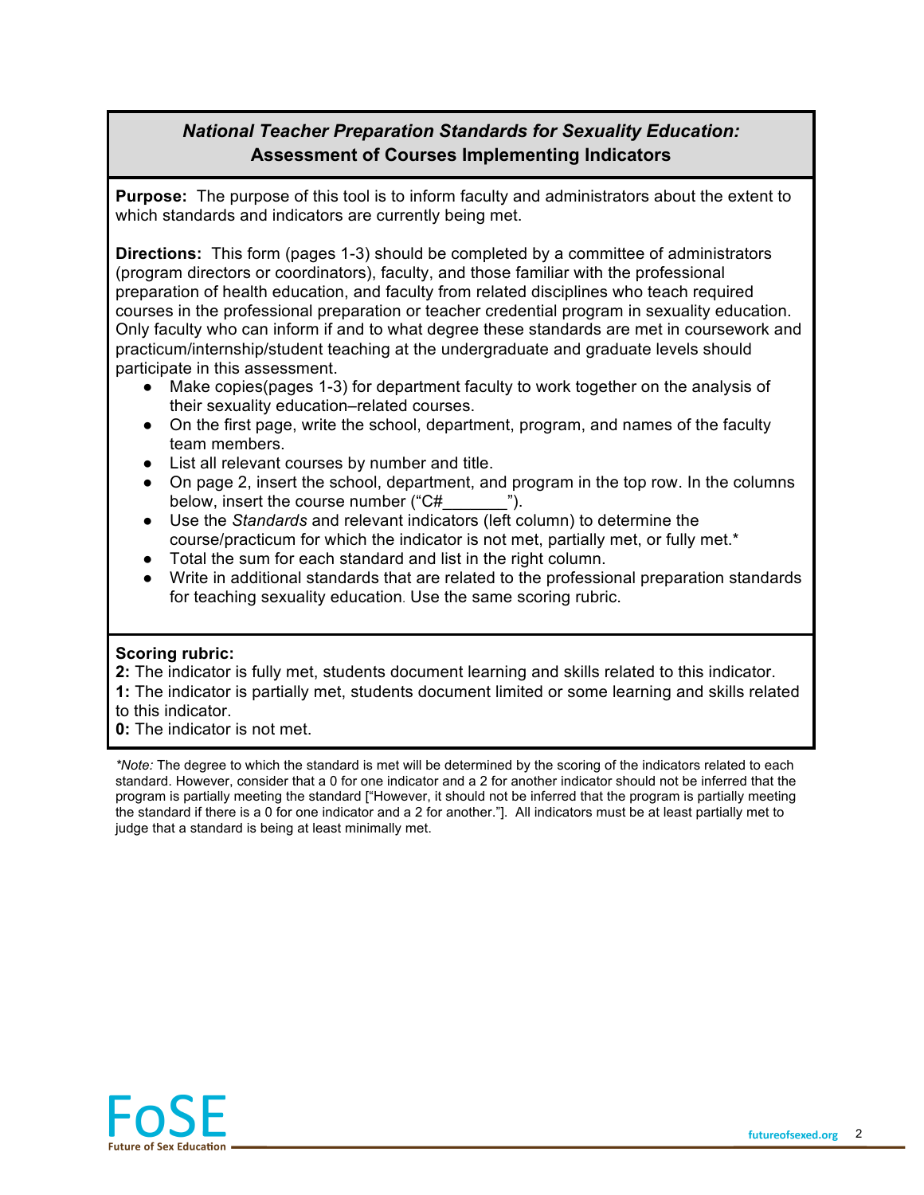## *National Teacher Preparation Standards for Sexuality Education:* Assessment of Courses Implementing Indicators

**Purpose:** The purpose of this tool is to inform faculty and administrators about the extent to which standards and indicators are currently being met.

**Directions:** This form (pages 1-3) should be completed by a committee of administrators (program directors or coordinators), faculty, and those familiar with the professional preparation of health education, and faculty from related disciplines who teach required courses in the professional preparation or teacher credential program in sexuality education. Only faculty who can inform if and to what degree these standards are met in coursework and practicum/internship/student teaching at the undergraduate and graduate levels should participate in this assessment.

- Make copies(pages 1-3) for department faculty to work together on the analysis of their sexuality education–related courses.
- On the first page, write the school, department, program, and names of the faculty team members.
- List all relevant courses by number and title.
- On page 2, insert the school, department, and program in the top row. In the columns below, insert the course number ("C#_______").
- Use the *Standards* and relevant indicators (left column) to determine the course/practicum for which the indicator is not met, partially met, or fully met.*
- Total the sum for each standard and list in the right column.
- Write in additional standards that are related to the professional preparation standards for teaching sexuality education. Use the same scoring rubric.

**Scoring rubric:**

**2:** The indicator is fully met, students document learning and skills related to this indicator.

**1:** The indicator is partially met, students document limited or some learning and skills related to this indicator.

**0:** The indicator is not met.

*\*Note:* The degree to which the standard is met will be determined by the scoring of the indicators related to each standard. However, consider that a 0 for one indicator and a 2 for another indicator should not be inferred that the program is partially meeting the standard ["However, it should not be inferred that the program is partially meeting the standard if there is a 0 for one indicator and a 2 for another."]. All indicators must be at least partially met to judge that a standard is being at least minimally met.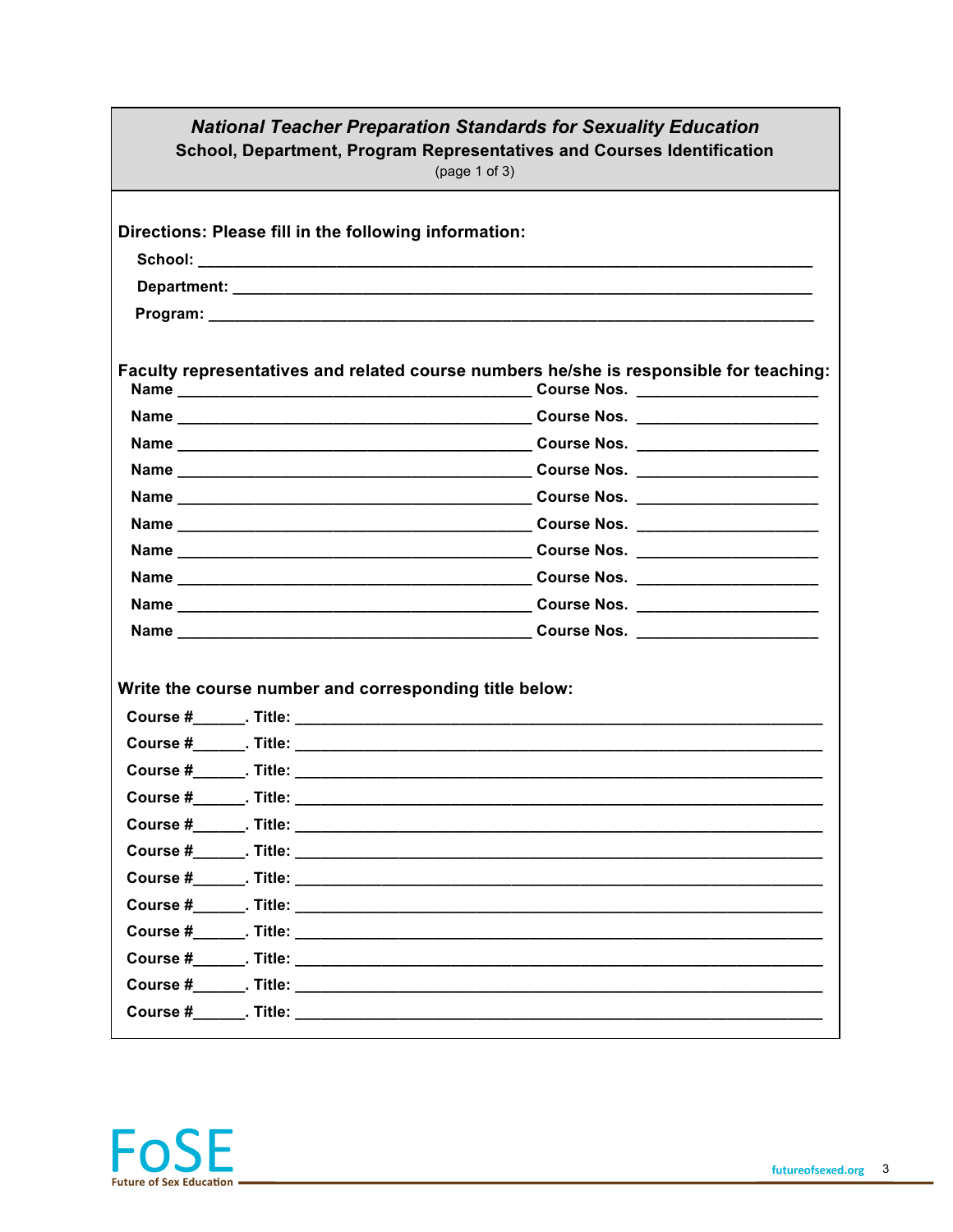## *National Teacher Preparation Standards for Sexuality Education*

**School, Department, Program Representatives and Courses Identification**

(page 1 of 3)

**Directions: Please fill in the following information:**

**School:** ________________________________________________________________________

**Department:** ____________________________________________________________________

**Program:** _______________________________________________________________________

**Faculty representatives and related course numbers he/she is responsible for teaching:**

**Name** ________________________________________ **Course Nos.** ____________________

**Name** ________________________________________ **Course Nos.** ____________________

**Name** ________________________________________ **Course Nos.** ____________________

**Name** ________________________________________ **Course Nos.** ____________________

**Name** ________________________________________ **Course Nos.** ____________________

**Name** ________________________________________ **Course Nos.** ____________________

**Name** ________________________________________ **Course Nos.** ____________________

**Name** ________________________________________ **Course Nos.** ____________________

**Name** ________________________________________ **Course Nos.** ____________________

**Name** ________________________________________ **Course Nos.** ____________________

**Write the course number and corresponding title below:**

**Course #**______. **Title:** ___________________________________________________________

**Course #**______. **Title:** ___________________________________________________________

**Course #**______. **Title:** ___________________________________________________________

**Course #**______. **Title:** ___________________________________________________________

**Course #**______. **Title:** ___________________________________________________________

**Course #**______. **Title:** ___________________________________________________________

**Course #**______. **Title:** ___________________________________________________________

**Course #**______. **Title:** ___________________________________________________________

**Course #**______. **Title:** ___________________________________________________________

**Course #**______. **Title:** ___________________________________________________________

**Course #**______. **Title:** ___________________________________________________________

**Course #**______. **Title:** ___________________________________________________________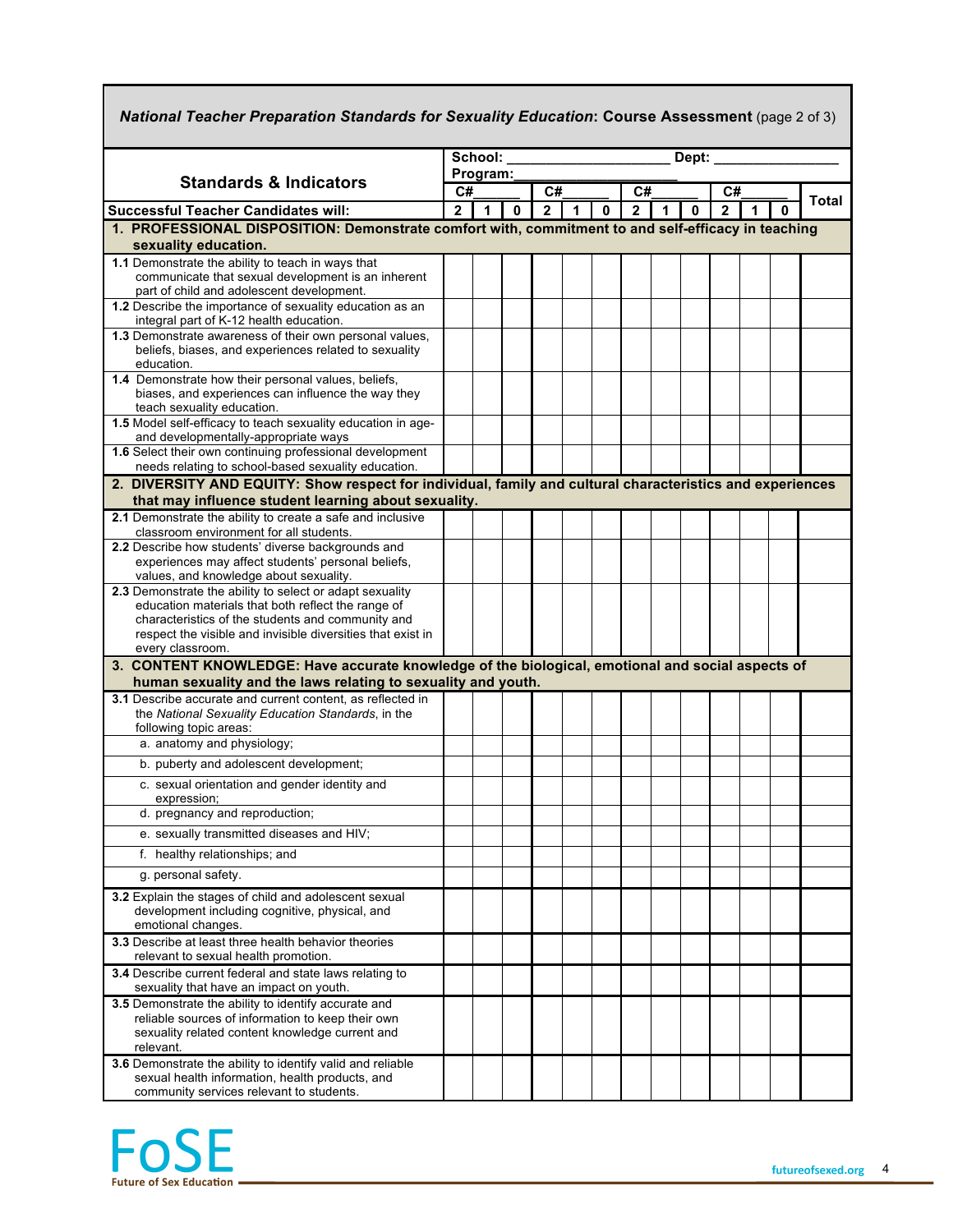**_National Teacher Preparation Standards for Sexuality Education_: Course Assessment** (page 2 of 3)

| **Standards & Indicators** | School: ____________________ Dept: ________________ Program:____________________ | | | | | | | | | | | | |
|---|---|---|---|---|---|---|---|---|---|---|---|---|---|
| | C#______ | | | C#______ | | | C#______ | | | C#______ | | | **Total** |
| **Successful Teacher Candidates will:** | **2** | **1** | **0** | **2** | **1** | **0** | **2** | **1** | **0** | **2** | **1** | **0** | |
| **1. PROFESSIONAL DISPOSITION: Demonstrate comfort with, commitment to and self-efficacy in teaching sexuality education.** | | | | | | | | | | | | | |
| **1.1** Demonstrate the ability to teach in ways that communicate that sexual development is an inherent part of child and adolescent development. | | | | | | | | | | | | | |
| **1.2** Describe the importance of sexuality education as an integral part of K-12 health education. | | | | | | | | | | | | | |
| **1.3** Demonstrate awareness of their own personal values, beliefs, biases, and experiences related to sexuality education. | | | | | | | | | | | | | |
| **1.4** Demonstrate how their personal values, beliefs, biases, and experiences can influence the way they teach sexuality education. | | | | | | | | | | | | | |
| **1.5** Model self-efficacy to teach sexuality education in age- and developmentally-appropriate ways | | | | | | | | | | | | | |
| **1.6** Select their own continuing professional development needs relating to school-based sexuality education. | | | | | | | | | | | | | |
| **2. DIVERSITY AND EQUITY: Show respect for individual, family and cultural characteristics and experiences that may influence student learning about sexuality.** | | | | | | | | | | | | | |
| **2.1** Demonstrate the ability to create a safe and inclusive classroom environment for all students. | | | | | | | | | | | | | |
| **2.2** Describe how students' diverse backgrounds and experiences may affect students' personal beliefs, values, and knowledge about sexuality. | | | | | | | | | | | | | |
| **2.3** Demonstrate the ability to select or adapt sexuality education materials that both reflect the range of characteristics of the students and community and respect the visible and invisible diversities that exist in every classroom. | | | | | | | | | | | | | |
| **3. CONTENT KNOWLEDGE: Have accurate knowledge of the biological, emotional and social aspects of human sexuality and the laws relating to sexuality and youth.** | | | | | | | | | | | | | |
| **3.1** Describe accurate and current content, as reflected in the *National Sexuality Education Standards*, in the following topic areas: | | | | | | | | | | | | | |
| a. anatomy and physiology; | | | | | | | | | | | | | |
| b. puberty and adolescent development; | | | | | | | | | | | | | |
| c. sexual orientation and gender identity and expression; | | | | | | | | | | | | | |
| d. pregnancy and reproduction; | | | | | | | | | | | | | |
| e. sexually transmitted diseases and HIV; | | | | | | | | | | | | | |
| f. healthy relationships; and | | | | | | | | | | | | | |
| g. personal safety. | | | | | | | | | | | | | |
| **3.2** Explain the stages of child and adolescent sexual development including cognitive, physical, and emotional changes. | | | | | | | | | | | | | |
| **3.3** Describe at least three health behavior theories relevant to sexual health promotion. | | | | | | | | | | | | | |
| **3.4** Describe current federal and state laws relating to sexuality that have an impact on youth. | | | | | | | | | | | | | |
| **3.5** Demonstrate the ability to identify accurate and reliable sources of information to keep their own sexuality related content knowledge current and relevant. | | | | | | | | | | | | | |
| **3.6** Demonstrate the ability to identify valid and reliable sexual health information, health products, and community services relevant to students. | | | | | | | | | | | | | |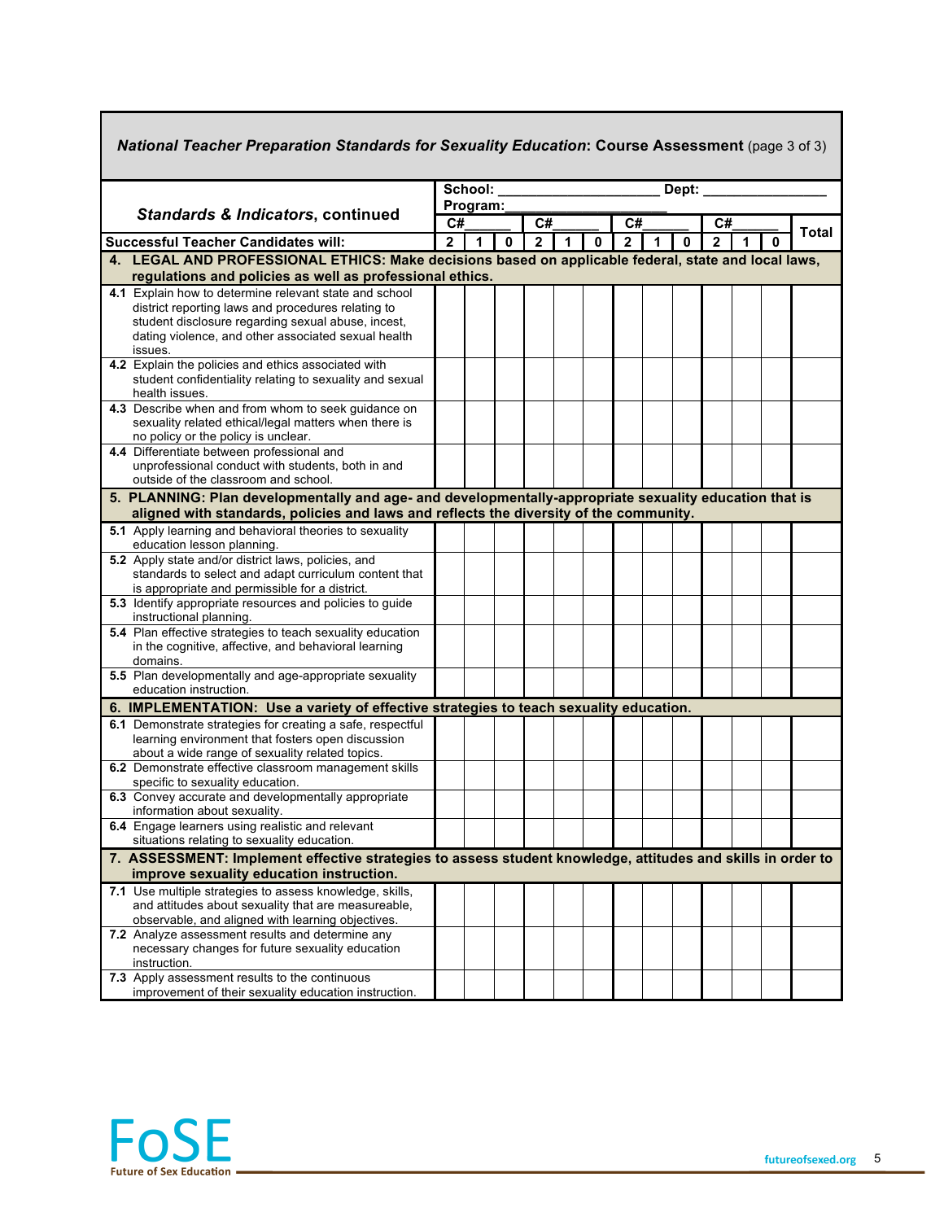### *National Teacher Preparation Standards for Sexuality Education*: Course Assessment (page 3 of 3)

| ***Standards & Indicators*, continued** | School: ____________________ Dept: ________________ Program:____________________ | | | | | | | | | | | | |
|---|---|---|---|---|---|---|---|---|---|---|---|---|---|
| | C#______ | | | C#______ | | | C#______ | | | C#______ | | | **Total** |
| **Successful Teacher Candidates will:** | **2** | **1** | **0** | **2** | **1** | **0** | **2** | **1** | **0** | **2** | **1** | **0** | |
| **4. LEGAL AND PROFESSIONAL ETHICS: Make decisions based on applicable federal, state and local laws, regulations and policies as well as professional ethics.** | | | | | | | | | | | | | |
| **4.1** Explain how to determine relevant state and school district reporting laws and procedures relating to student disclosure regarding sexual abuse, incest, dating violence, and other associated sexual health issues. | | | | | | | | | | | | | |
| **4.2** Explain the policies and ethics associated with student confidentiality relating to sexuality and sexual health issues. | | | | | | | | | | | | | |
| **4.3** Describe when and from whom to seek guidance on sexuality related ethical/legal matters when there is no policy or the policy is unclear. | | | | | | | | | | | | | |
| **4.4** Differentiate between professional and unprofessional conduct with students, both in and outside of the classroom and school. | | | | | | | | | | | | | |
| **5. PLANNING: Plan developmentally and age- and developmentally-appropriate sexuality education that is aligned with standards, policies and laws and reflects the diversity of the community.** | | | | | | | | | | | | | |
| **5.1** Apply learning and behavioral theories to sexuality education lesson planning. | | | | | | | | | | | | | |
| **5.2** Apply state and/or district laws, policies, and standards to select and adapt curriculum content that is appropriate and permissible for a district. | | | | | | | | | | | | | |
| **5.3** Identify appropriate resources and policies to guide instructional planning. | | | | | | | | | | | | | |
| **5.4** Plan effective strategies to teach sexuality education in the cognitive, affective, and behavioral learning domains. | | | | | | | | | | | | | |
| **5.5** Plan developmentally and age-appropriate sexuality education instruction. | | | | | | | | | | | | | |
| **6. IMPLEMENTATION: Use a variety of effective strategies to teach sexuality education.** | | | | | | | | | | | | | |
| **6.1** Demonstrate strategies for creating a safe, respectful learning environment that fosters open discussion about a wide range of sexuality related topics. | | | | | | | | | | | | | |
| **6.2** Demonstrate effective classroom management skills specific to sexuality education. | | | | | | | | | | | | | |
| **6.3** Convey accurate and developmentally appropriate information about sexuality. | | | | | | | | | | | | | |
| **6.4** Engage learners using realistic and relevant situations relating to sexuality education. | | | | | | | | | | | | | |
| **7. ASSESSMENT: Implement effective strategies to assess student knowledge, attitudes and skills in order to improve sexuality education instruction.** | | | | | | | | | | | | | |
| **7.1** Use multiple strategies to assess knowledge, skills, and attitudes about sexuality that are measureable, observable, and aligned with learning objectives. | | | | | | | | | | | | | |
| **7.2** Analyze assessment results and determine any necessary changes for future sexuality education instruction. | | | | | | | | | | | | | |
| **7.3** Apply assessment results to the continuous improvement of their sexuality education instruction. | | | | | | | | | | | | | |

FoSE
Future of Sex Education

futureofsexed.org